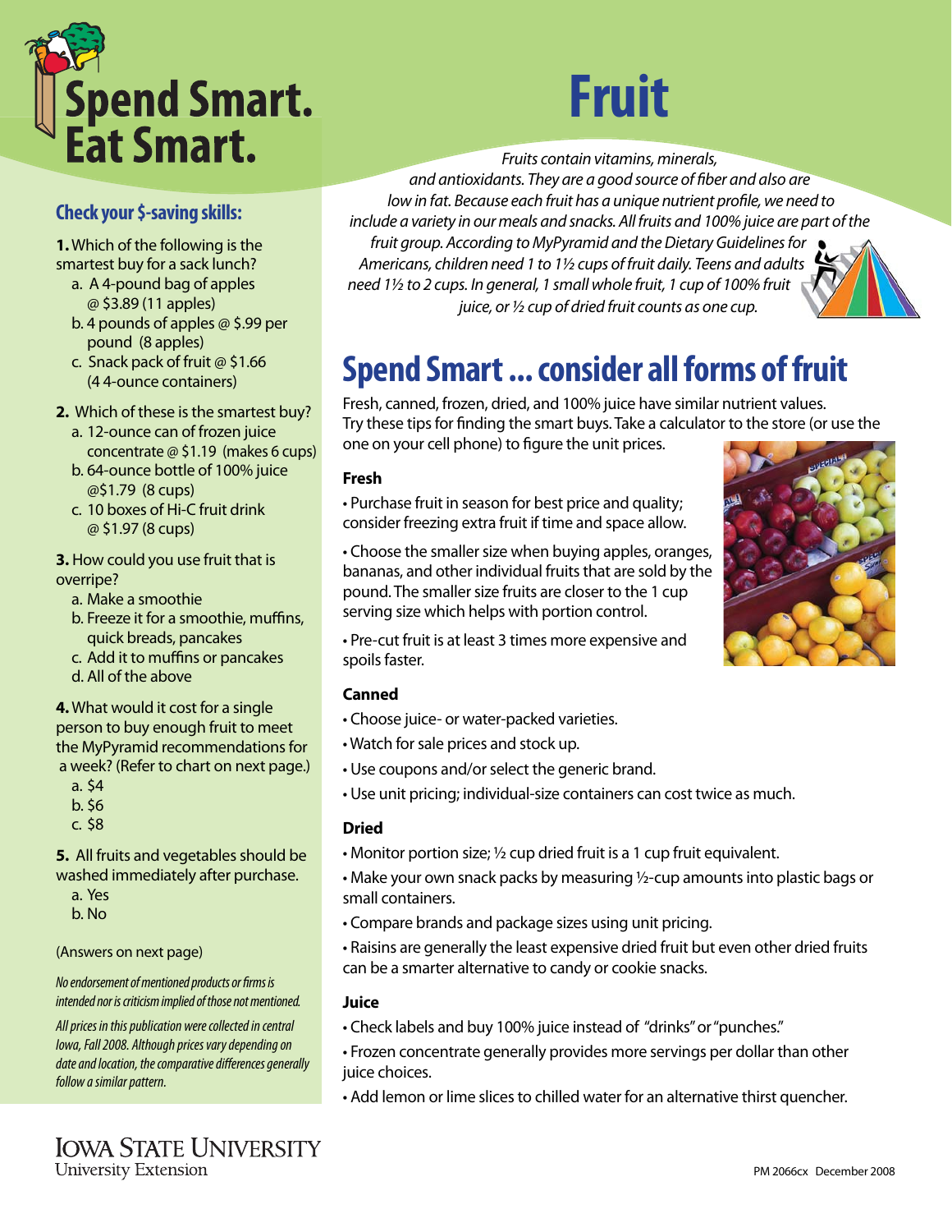# Spend Smart. Eat Smart.

# Fruit

*Fruits contain vitamins, minerals, and antioxidants. They are a good source of fiber and also are low in fat. Because each fruit has a unique nutrient profile, we need to include a variety in our meals and snacks. All fruits and 100% juice are part of the fruit group. According to MyPyramid and the Dietary Guidelines for Americans, children need 1 to 1½ cups of fruit daily. Teens and adults need 1½ to 2 cups. In general, 1 small whole fruit, 1 cup of 100% fruit juice, or ½ cup of dried fruit counts as one cup.*

## Check your $-saving skills:

**1.** Which of the following is the smartest buy for a sack lunch?

a. A 4-pound bag of apples @ $3.89 (11 apples)
b. 4 pounds of apples @ $.99 per pound (8 apples)
c. Snack pack of fruit @ $1.66 (4 4-ounce containers)

**2.** Which of these is the smartest buy?

a. 12-ounce can of frozen juice concentrate @ $1.19 (makes 6 cups)
b. 64-ounce bottle of 100% juice @$1.79 (8 cups)
c. 10 boxes of Hi-C fruit drink @ $1.97 (8 cups)

**3.** How could you use fruit that is overripe?

a. Make a smoothie
b. Freeze it for a smoothie, muffins, quick breads, pancakes
c. Add it to muffins or pancakes
d. All of the above

**4.** What would it cost for a single person to buy enough fruit to meet the MyPyramid recommendations for a week? (Refer to chart on next page.)

a. $4
b. $6
c. $8

**5.** All fruits and vegetables should be washed immediately after purchase.

a. Yes
b. No

(Answers on next page)

*No endorsement of mentioned products or firms is intended nor is criticism implied of those not mentioned.*

*All prices in this publication were collected in central Iowa, Fall 2008. Although prices vary depending on date and location, the comparative differences generally follow a similar pattern.*

## Spend Smart ... consider all forms of fruit

Fresh, canned, frozen, dried, and 100% juice have similar nutrient values. Try these tips for finding the smart buys. Take a calculator to the store (or use the one on your cell phone) to figure the unit prices.

### Fresh

- Purchase fruit in season for best price and quality; consider freezing extra fruit if time and space allow.
- Choose the smaller size when buying apples, oranges, bananas, and other individual fruits that are sold by the pound. The smaller size fruits are closer to the 1 cup serving size which helps with portion control.
- Pre-cut fruit is at least 3 times more expensive and spoils faster.

### Canned

- Choose juice- or water-packed varieties.
- Watch for sale prices and stock up.
- Use coupons and/or select the generic brand.
- Use unit pricing; individual-size containers can cost twice as much.

### Dried

- Monitor portion size; ½ cup dried fruit is a 1 cup fruit equivalent.
- Make your own snack packs by measuring ½-cup amounts into plastic bags or small containers.
- Compare brands and package sizes using unit pricing.
- Raisins are generally the least expensive dried fruit but even other dried fruits can be a smarter alternative to candy or cookie snacks.

### Juice

- Check labels and buy 100% juice instead of "drinks" or "punches."
- Frozen concentrate generally provides more servings per dollar than other juice choices.
- Add lemon or lime slices to chilled water for an alternative thirst quencher.

IOWA STATE UNIVERSITY
University Extension

PM 2066cx December 2008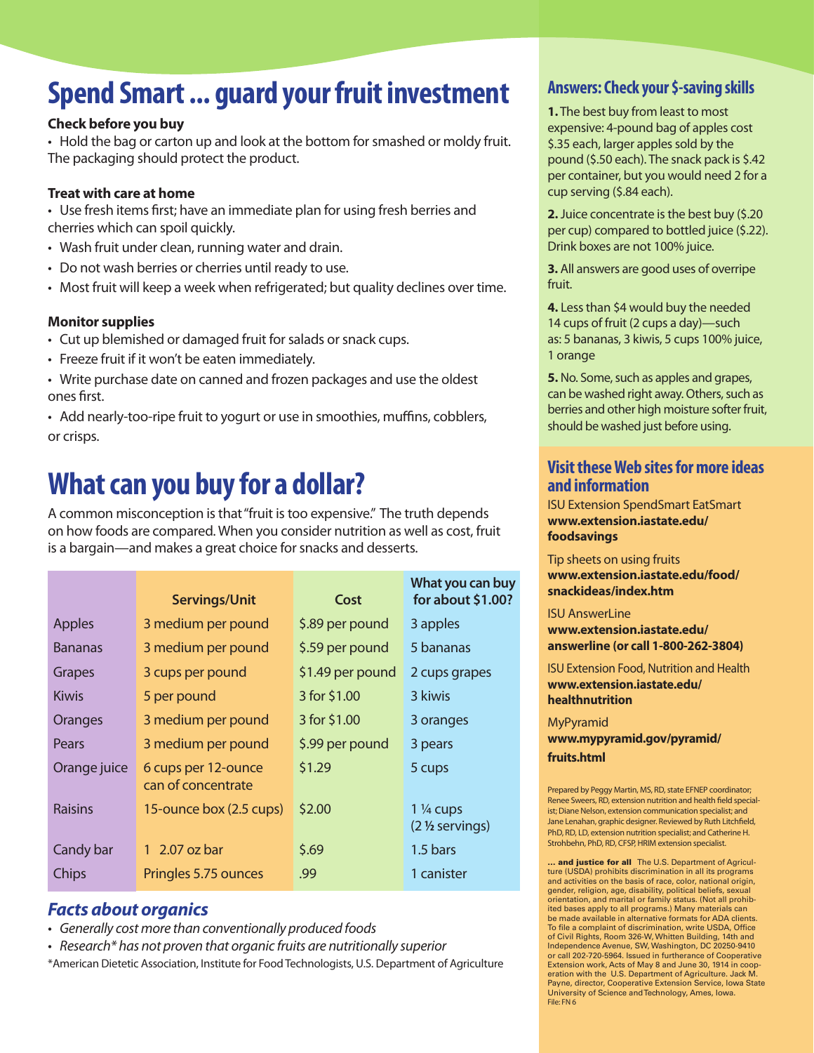# Spend Smart ... guard your fruit investment

**Check before you buy**

- Hold the bag or carton up and look at the bottom for smashed or moldy fruit. The packaging should protect the product.

**Treat with care at home**

- Use fresh items first; have an immediate plan for using fresh berries and cherries which can spoil quickly.
- Wash fruit under clean, running water and drain.
- Do not wash berries or cherries until ready to use.
- Most fruit will keep a week when refrigerated; but quality declines over time.

**Monitor supplies**

- Cut up blemished or damaged fruit for salads or snack cups.
- Freeze fruit if it won't be eaten immediately.
- Write purchase date on canned and frozen packages and use the oldest ones first.
- Add nearly-too-ripe fruit to yogurt or use in smoothies, muffins, cobblers, or crisps.

# What can you buy for a dollar?

A common misconception is that "fruit is too expensive." The truth depends on how foods are compared. When you consider nutrition as well as cost, fruit is a bargain—and makes a great choice for snacks and desserts.

| | Servings/Unit | Cost | What you can buy for about $1.00? |
|---|---|---|---|
| Apples | 3 medium per pound | $.89 per pound | 3 apples |
| Bananas | 3 medium per pound | $.59 per pound | 5 bananas |
| Grapes | 3 cups per pound | $1.49 per pound | 2 cups grapes |
| Kiwis | 5 per pound | 3 for $1.00 | 3 kiwis |
| Oranges | 3 medium per pound | 3 for $1.00 | 3 oranges |
| Pears | 3 medium per pound | $.99 per pound | 3 pears |
| Orange juice | 6 cups per 12-ounce can of concentrate | $1.29 | 5 cups |
| Raisins | 15-ounce box (2.5 cups) | $2.00 | 1 ¼ cups (2 ½ servings) |
| Candy bar | 1 2.07 oz bar | $.69 | 1.5 bars |
| Chips | Pringles 5.75 ounces | .99 | 1 canister |

### *Facts about organics*

- *Generally cost more than conventionally produced foods*
- *Research\* has not proven that organic fruits are nutritionally superior*

\*American Dietetic Association, Institute for Food Technologists, U.S. Department of Agriculture

## Answers: Check your $-saving skills

**1.** The best buy from least to most expensive: 4-pound bag of apples cost $.35 each, larger apples sold by the pound ($.50 each). The snack pack is $.42 per container, but you would need 2 for a cup serving ($.84 each).

**2.** Juice concentrate is the best buy ($.20 per cup) compared to bottled juice ($.22). Drink boxes are not 100% juice.

**3.** All answers are good uses of overripe fruit.

**4.** Less than $4 would buy the needed 14 cups of fruit (2 cups a day)—such as: 5 bananas, 3 kiwis, 5 cups 100% juice, 1 orange

**5.** No. Some, such as apples and grapes, can be washed right away. Others, such as berries and other high moisture softer fruit, should be washed just before using.

## Visit these Web sites for more ideas and information

ISU Extension SpendSmart EatSmart
**www.extension.iastate.edu/foodsavings**

Tip sheets on using fruits
**www.extension.iastate.edu/food/snackideas/index.htm**

ISU AnswerLine
**www.extension.iastate.edu/answerline (or call 1-800-262-3804)**

ISU Extension Food, Nutrition and Health
**www.extension.iastate.edu/healthnutrition**

MyPyramid
**www.mypyramid.gov/pyramid/fruits.html**

Prepared by Peggy Martin, MS, RD, state EFNEP coordinator; Renee Sweers, RD, extension nutrition and health field specialist; Diane Nelson, extension communication specialist; and Jane Lenahan, graphic designer. Reviewed by Ruth Litchfield, PhD, RD, LD, extension nutrition specialist; and Catherine H. Strohbehn, PhD, RD, CFSP, HRIM extension specialist.

**... and justice for all** The U.S. Department of Agriculture (USDA) prohibits discrimination in all its programs and activities on the basis of race, color, national origin, gender, religion, age, disability, political beliefs, sexual orientation, and marital or family status. (Not all prohibited bases apply to all programs.) Many materials can be made available in alternative formats for ADA clients. To file a complaint of discrimination, write USDA, Office of Civil Rights, Room 326-W, Whitten Building, 14th and Independence Avenue, SW, Washington, DC 20250-9410 or call 202-720-5964. Issued in furtherance of Cooperative Extension work, Acts of May 8 and June 30, 1914 in cooperation with the U.S. Department of Agriculture. Jack M. Payne, director, Cooperative Extension Service, Iowa State University of Science and Technology, Ames, Iowa.
File: FN 6